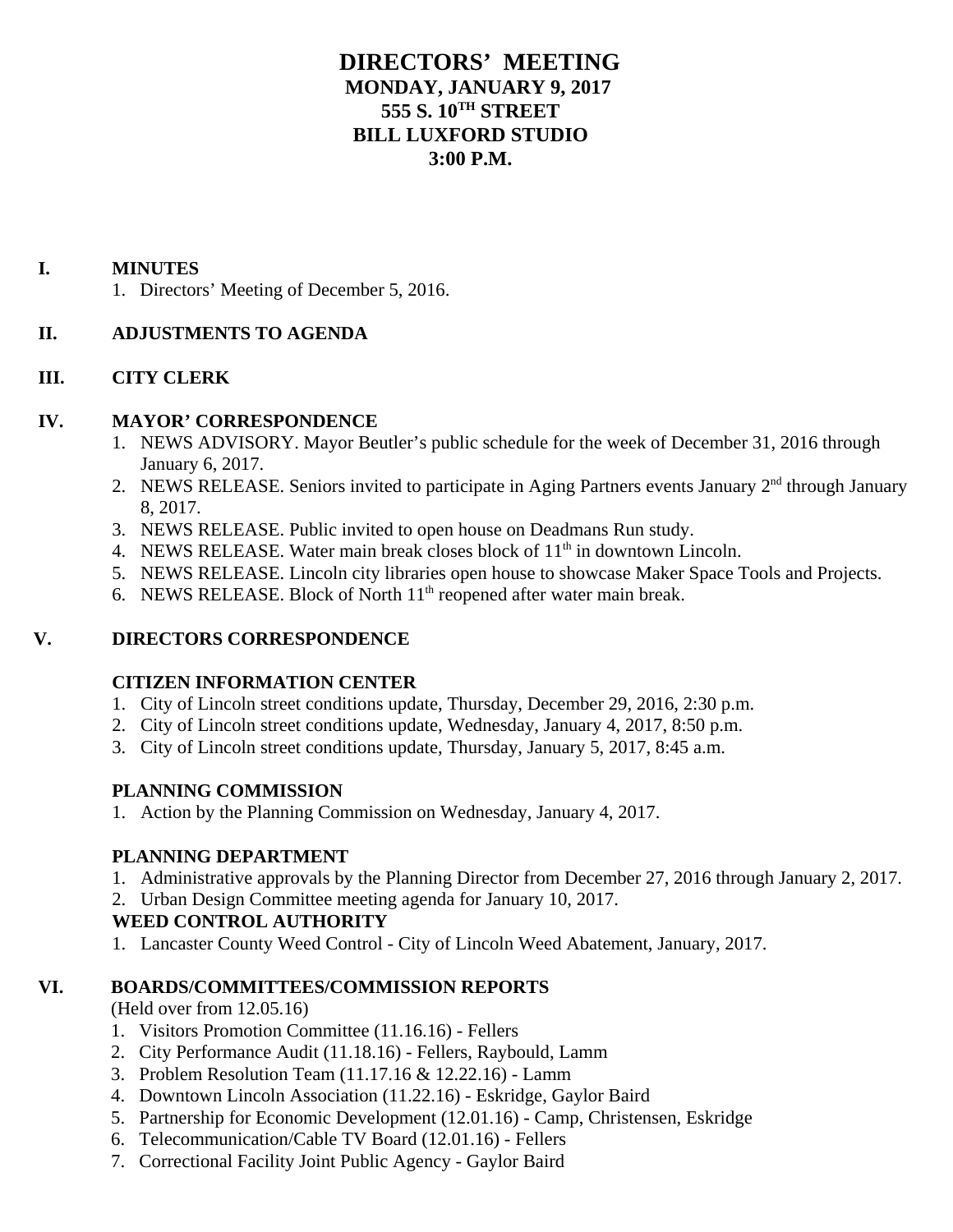# DIRECTORS' MEETING

## MONDAY, JANUARY 9, 2017
## 555 S. 10TH STREET
## BILL LUXFORD STUDIO
## 3:00 P.M.

**I. MINUTES**

1. Directors' Meeting of December 5, 2016.

**II. ADJUSTMENTS TO AGENDA**

**III. CITY CLERK**

**IV. MAYOR' CORRESPONDENCE**

1. NEWS ADVISORY. Mayor Beutler's public schedule for the week of December 31, 2016 through January 6, 2017.
2. NEWS RELEASE. Seniors invited to participate in Aging Partners events January 2nd through January 8, 2017.
3. NEWS RELEASE. Public invited to open house on Deadmans Run study.
4. NEWS RELEASE. Water main break closes block of 11th in downtown Lincoln.
5. NEWS RELEASE. Lincoln city libraries open house to showcase Maker Space Tools and Projects.
6. NEWS RELEASE. Block of North 11th reopened after water main break.

**V. DIRECTORS CORRESPONDENCE**

**CITIZEN INFORMATION CENTER**

1. City of Lincoln street conditions update, Thursday, December 29, 2016, 2:30 p.m.
2. City of Lincoln street conditions update, Wednesday, January 4, 2017, 8:50 p.m.
3. City of Lincoln street conditions update, Thursday, January 5, 2017, 8:45 a.m.

**PLANNING COMMISSION**

1. Action by the Planning Commission on Wednesday, January 4, 2017.

**PLANNING DEPARTMENT**

1. Administrative approvals by the Planning Director from December 27, 2016 through January 2, 2017.
2. Urban Design Committee meeting agenda for January 10, 2017.

**WEED CONTROL AUTHORITY**

1. Lancaster County Weed Control - City of Lincoln Weed Abatement, January, 2017.

**VI. BOARDS/COMMITTEES/COMMISSION REPORTS**

(Held over from 12.05.16)

1. Visitors Promotion Committee (11.16.16) - Fellers
2. City Performance Audit (11.18.16) - Fellers, Raybould, Lamm
3. Problem Resolution Team (11.17.16 & 12.22.16) - Lamm
4. Downtown Lincoln Association (11.22.16) - Eskridge, Gaylor Baird
5. Partnership for Economic Development (12.01.16) - Camp, Christensen, Eskridge
6. Telecommunication/Cable TV Board (12.01.16) - Fellers
7. Correctional Facility Joint Public Agency - Gaylor Baird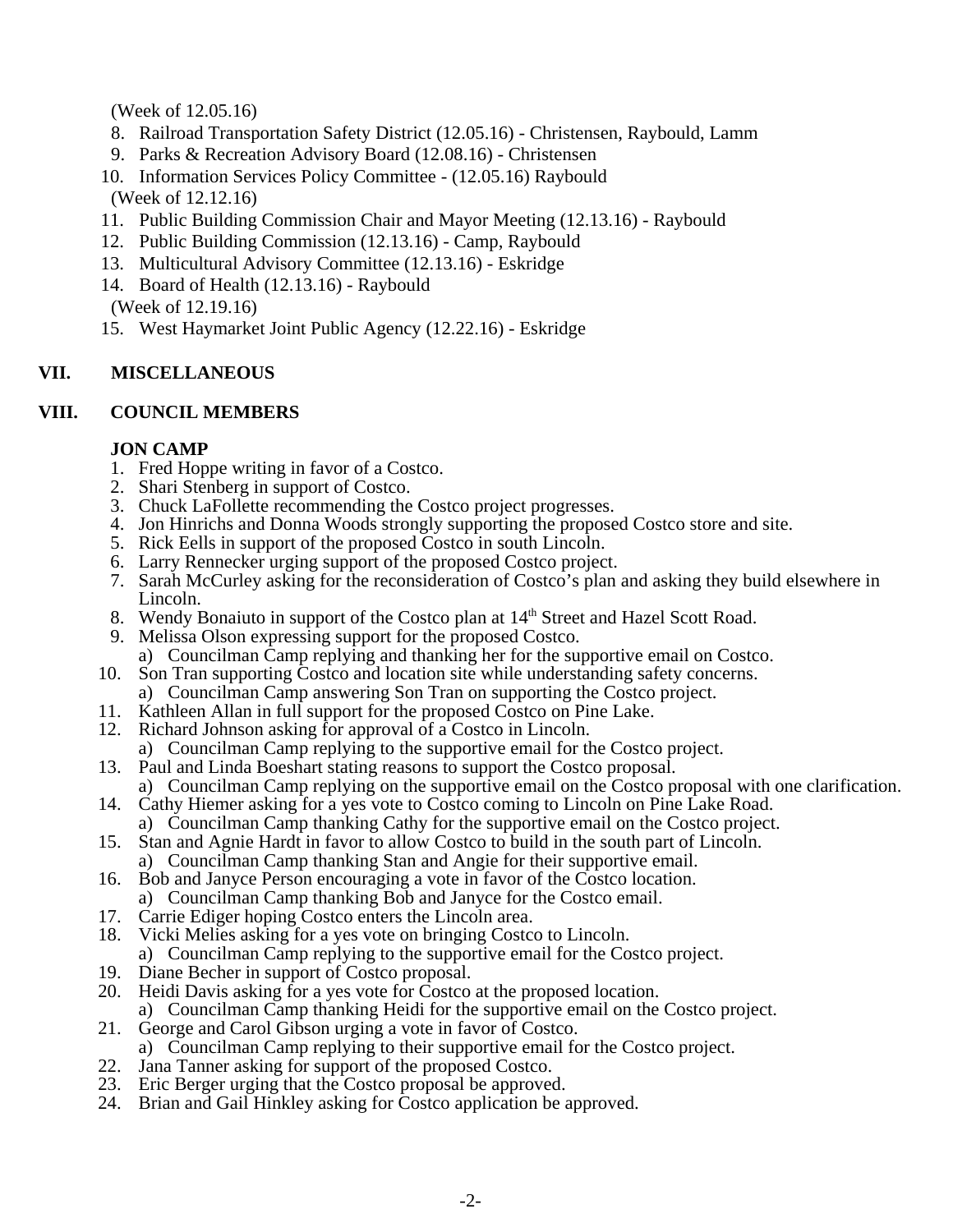(Week of 12.05.16)

8. Railroad Transportation Safety District (12.05.16) - Christensen, Raybould, Lamm
9. Parks & Recreation Advisory Board (12.08.16) - Christensen
10. Information Services Policy Committee - (12.05.16) Raybould

(Week of 12.12.16)

11. Public Building Commission Chair and Mayor Meeting (12.13.16) - Raybould
12. Public Building Commission (12.13.16) - Camp, Raybould
13. Multicultural Advisory Committee (12.13.16) - Eskridge
14. Board of Health (12.13.16) - Raybould

(Week of 12.19.16)

15. West Haymarket Joint Public Agency (12.22.16) - Eskridge

## VII. MISCELLANEOUS

## VIII. COUNCIL MEMBERS

### JON CAMP

1. Fred Hoppe writing in favor of a Costco.
2. Shari Stenberg in support of Costco.
3. Chuck LaFollette recommending the Costco project progresses.
4. Jon Hinrichs and Donna Woods strongly supporting the proposed Costco store and site.
5. Rick Eells in support of the proposed Costco in south Lincoln.
6. Larry Rennecker urging support of the proposed Costco project.
7. Sarah McCurley asking for the reconsideration of Costco's plan and asking they build elsewhere in Lincoln.
8. Wendy Bonaiuto in support of the Costco plan at 14th Street and Hazel Scott Road.
9. Melissa Olson expressing support for the proposed Costco.
   a) Councilman Camp replying and thanking her for the supportive email on Costco.
10. Son Tran supporting Costco and location site while understanding safety concerns.
    a) Councilman Camp answering Son Tran on supporting the Costco project.
11. Kathleen Allan in full support for the proposed Costco on Pine Lake.
12. Richard Johnson asking for approval of a Costco in Lincoln.
    a) Councilman Camp replying to the supportive email for the Costco project.
13. Paul and Linda Boeshart stating reasons to support the Costco proposal.
    a) Councilman Camp replying on the supportive email on the Costco proposal with one clarification.
14. Cathy Hiemer asking for a yes vote to Costco coming to Lincoln on Pine Lake Road.
    a) Councilman Camp thanking Cathy for the supportive email on the Costco project.
15. Stan and Agnie Hardt in favor to allow Costco to build in the south part of Lincoln.
    a) Councilman Camp thanking Stan and Angie for their supportive email.
16. Bob and Janyce Person encouraging a vote in favor of the Costco location.
    a) Councilman Camp thanking Bob and Janyce for the Costco email.
17. Carrie Ediger hoping Costco enters the Lincoln area.
18. Vicki Melies asking for a yes vote on bringing Costco to Lincoln.
    a) Councilman Camp replying to the supportive email for the Costco project.
19. Diane Becher in support of Costco proposal.
20. Heidi Davis asking for a yes vote for Costco at the proposed location.
    a) Councilman Camp thanking Heidi for the supportive email on the Costco project.
21. George and Carol Gibson urging a vote in favor of Costco.
    a) Councilman Camp replying to their supportive email for the Costco project.
22. Jana Tanner asking for support of the proposed Costco.
23. Eric Berger urging that the Costco proposal be approved.
24. Brian and Gail Hinkley asking for Costco application be approved.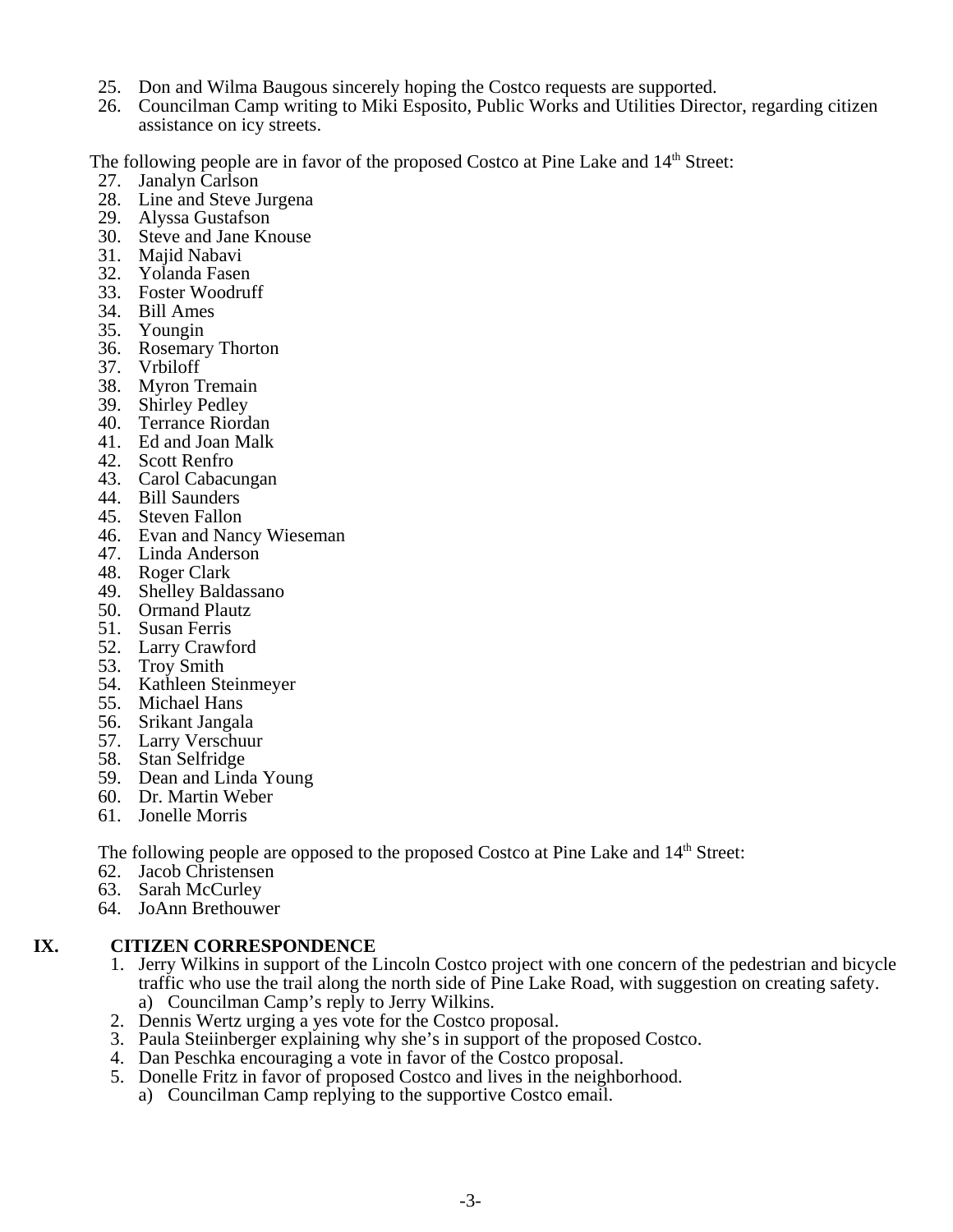25. Don and Wilma Baugous sincerely hoping the Costco requests are supported.
26. Councilman Camp writing to Miki Esposito, Public Works and Utilities Director, regarding citizen assistance on icy streets.

The following people are in favor of the proposed Costco at Pine Lake and 14th Street:

27. Janalyn Carlson
28. Line and Steve Jurgena
29. Alyssa Gustafson
30. Steve and Jane Knouse
31. Majid Nabavi
32. Yolanda Fasen
33. Foster Woodruff
34. Bill Ames
35. Youngin
36. Rosemary Thorton
37. Vrbiloff
38. Myron Tremain
39. Shirley Pedley
40. Terrance Riordan
41. Ed and Joan Malk
42. Scott Renfro
43. Carol Cabacungan
44. Bill Saunders
45. Steven Fallon
46. Evan and Nancy Wieseman
47. Linda Anderson
48. Roger Clark
49. Shelley Baldassano
50. Ormand Plautz
51. Susan Ferris
52. Larry Crawford
53. Troy Smith
54. Kathleen Steinmeyer
55. Michael Hans
56. Srikant Jangala
57. Larry Verschuur
58. Stan Selfridge
59. Dean and Linda Young
60. Dr. Martin Weber
61. Jonelle Morris

The following people are opposed to the proposed Costco at Pine Lake and 14th Street:

62. Jacob Christensen
63. Sarah McCurley
64. JoAnn Brethouwer

## IX. CITIZEN CORRESPONDENCE

1. Jerry Wilkins in support of the Lincoln Costco project with one concern of the pedestrian and bicycle traffic who use the trail along the north side of Pine Lake Road, with suggestion on creating safety.
   a) Councilman Camp's reply to Jerry Wilkins.
2. Dennis Wertz urging a yes vote for the Costco proposal.
3. Paula Steiinberger explaining why she's in support of the proposed Costco.
4. Dan Peschka encouraging a vote in favor of the Costco proposal.
5. Donelle Fritz in favor of proposed Costco and lives in the neighborhood.
   a) Councilman Camp replying to the supportive Costco email.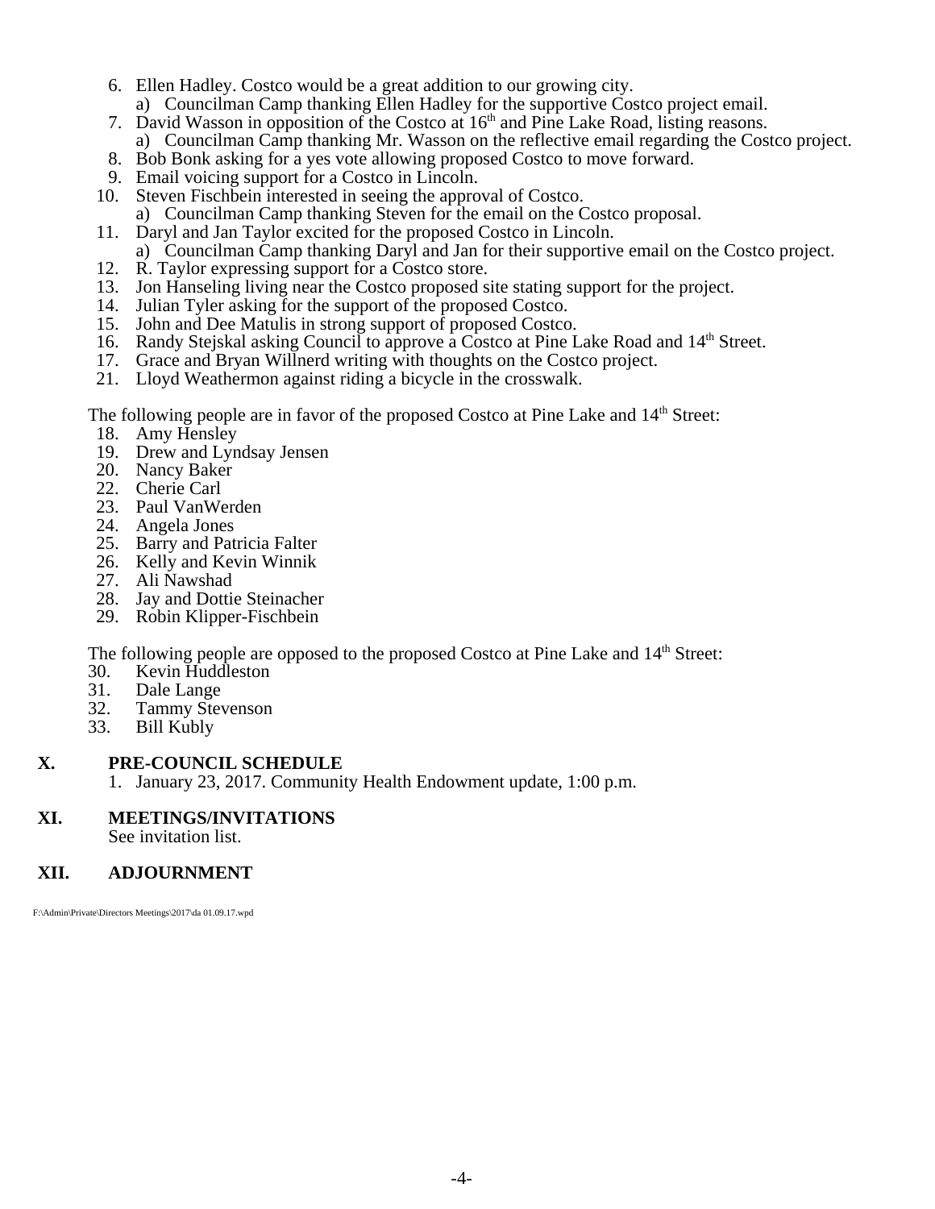6. Ellen Hadley. Costco would be a great addition to our growing city.
   a) Councilman Camp thanking Ellen Hadley for the supportive Costco project email.
7. David Wasson in opposition of the Costco at 16th and Pine Lake Road, listing reasons.
   a) Councilman Camp thanking Mr. Wasson on the reflective email regarding the Costco project.
8. Bob Bonk asking for a yes vote allowing proposed Costco to move forward.
9. Email voicing support for a Costco in Lincoln.
10. Steven Fischbein interested in seeing the approval of Costco.
    a) Councilman Camp thanking Steven for the email on the Costco proposal.
11. Daryl and Jan Taylor excited for the proposed Costco in Lincoln.
    a) Councilman Camp thanking Daryl and Jan for their supportive email on the Costco project.
12. R. Taylor expressing support for a Costco store.
13. Jon Hanseling living near the Costco proposed site stating support for the project.
14. Julian Tyler asking for the support of the proposed Costco.
15. John and Dee Matulis in strong support of proposed Costco.
16. Randy Stejskal asking Council to approve a Costco at Pine Lake Road and 14th Street.
17. Grace and Bryan Willnerd writing with thoughts on the Costco project.
21. Lloyd Weathermon against riding a bicycle in the crosswalk.

The following people are in favor of the proposed Costco at Pine Lake and 14th Street:

18. Amy Hensley
19. Drew and Lyndsay Jensen
20. Nancy Baker
22. Cherie Carl
23. Paul VanWerden
24. Angela Jones
25. Barry and Patricia Falter
26. Kelly and Kevin Winnik
27. Ali Nawshad
28. Jay and Dottie Steinacher
29. Robin Klipper-Fischbein

The following people are opposed to the proposed Costco at Pine Lake and 14th Street:

30. Kevin Huddleston
31. Dale Lange
32. Tammy Stevenson
33. Bill Kubly

## X. PRE-COUNCIL SCHEDULE

1. January 23, 2017. Community Health Endowment update, 1:00 p.m.

## XI. MEETINGS/INVITATIONS

See invitation list.

## XII. ADJOURNMENT

F:\Admin\Private\Directors Meetings\2017\da 01.09.17.wpd